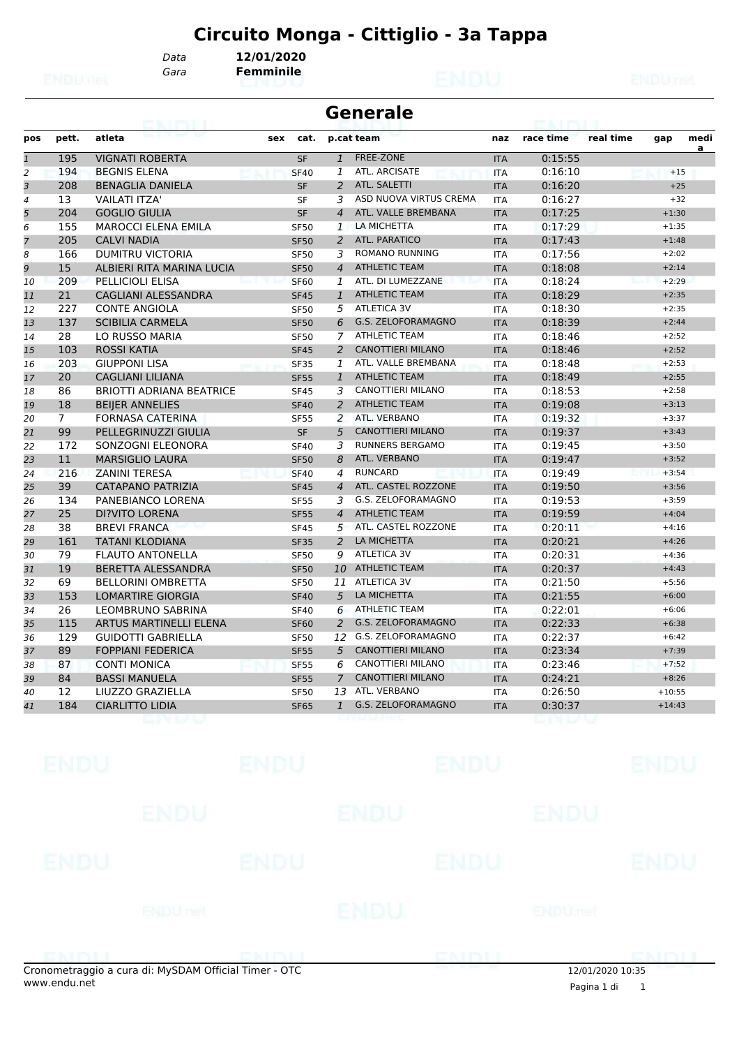# Circuito Monga - Cittiglio - 3a Tappa

*Data* **12/01/2020**
*Gara* **Femminile**

## Generale

| pos | pett. | atleta | sex | cat. | p.cat | team | naz | race time | real time | gap | media |
|---|---|---|---|---|---|---|---|---|---|---|---|
| 1 | 195 | VIGNATI ROBERTA | | SF | 1 | FREE-ZONE | ITA | 0:15:55 | | | |
| 2 | 194 | BEGNIS ELENA | | SF40 | 1 | ATL. ARCISATE | ITA | 0:16:10 | | +15 | |
| 3 | 208 | BENAGLIA DANIELA | | SF | 2 | ATL. SALETTI | ITA | 0:16:20 | | +25 | |
| 4 | 13 | VAILATI ITZA' | | SF | 3 | ASD NUOVA VIRTUS CREMA | ITA | 0:16:27 | | +32 | |
| 5 | 204 | GOGLIO GIULIA | | SF | 4 | ATL. VALLE BREMBANA | ITA | 0:17:25 | | +1:30 | |
| 6 | 155 | MAROCCI ELENA EMILA | | SF50 | 1 | LA MICHETTA | ITA | 0:17:29 | | +1:35 | |
| 7 | 205 | CALVI NADIA | | SF50 | 2 | ATL. PARATICO | ITA | 0:17:43 | | +1:48 | |
| 8 | 166 | DUMITRU VICTORIA | | SF50 | 3 | ROMANO RUNNING | ITA | 0:17:56 | | +2:02 | |
| 9 | 15 | ALBIERI RITA MARINA LUCIA | | SF50 | 4 | ATHLETIC TEAM | ITA | 0:18:08 | | +2:14 | |
| 10 | 209 | PELLICIOLI ELISA | | SF60 | 1 | ATL. DI LUMEZZANE | ITA | 0:18:24 | | +2:29 | |
| 11 | 21 | CAGLIANI ALESSANDRA | | SF45 | 1 | ATHLETIC TEAM | ITA | 0:18:29 | | +2:35 | |
| 12 | 227 | CONTE ANGIOLA | | SF50 | 5 | ATLETICA 3V | ITA | 0:18:30 | | +2:35 | |
| 13 | 137 | SCIBILIA CARMELA | | SF50 | 6 | G.S. ZELOFORAMAGNO | ITA | 0:18:39 | | +2:44 | |
| 14 | 28 | LO RUSSO MARIA | | SF50 | 7 | ATHLETIC TEAM | ITA | 0:18:46 | | +2:52 | |
| 15 | 103 | ROSSI KATIA | | SF45 | 2 | CANOTTIERI MILANO | ITA | 0:18:46 | | +2:52 | |
| 16 | 203 | GIUPPONI LISA | | SF35 | 1 | ATL. VALLE BREMBANA | ITA | 0:18:48 | | +2:53 | |
| 17 | 20 | CAGLIANI LILIANA | | SF55 | 1 | ATHLETIC TEAM | ITA | 0:18:49 | | +2:55 | |
| 18 | 86 | BRIOTTI ADRIANA BEATRICE | | SF45 | 3 | CANOTTIERI MILANO | ITA | 0:18:53 | | +2:58 | |
| 19 | 18 | BEIJER ANNELIES | | SF40 | 2 | ATHLETIC TEAM | ITA | 0:19:08 | | +3:13 | |
| 20 | 7 | FORNASA CATERINA | | SF55 | 2 | ATL. VERBANO | ITA | 0:19:32 | | +3:37 | |
| 21 | 99 | PELLEGRINUZZI GIULIA | | SF | 5 | CANOTTIERI MILANO | ITA | 0:19:37 | | +3:43 | |
| 22 | 172 | SONZOGNI ELEONORA | | SF40 | 3 | RUNNERS BERGAMO | ITA | 0:19:45 | | +3:50 | |
| 23 | 11 | MARSIGLIO LAURA | | SF50 | 8 | ATL. VERBANO | ITA | 0:19:47 | | +3:52 | |
| 24 | 216 | ZANINI TERESA | | SF40 | 4 | RUNCARD | ITA | 0:19:49 | | +3:54 | |
| 25 | 39 | CATAPANO PATRIZIA | | SF45 | 4 | ATL. CASTEL ROZZONE | ITA | 0:19:50 | | +3:56 | |
| 26 | 134 | PANEBIANCO LORENA | | SF55 | 3 | G.S. ZELOFORAMAGNO | ITA | 0:19:53 | | +3:59 | |
| 27 | 25 | DI?VITO LORENA | | SF55 | 4 | ATHLETIC TEAM | ITA | 0:19:59 | | +4:04 | |
| 28 | 38 | BREVI FRANCA | | SF45 | 5 | ATL. CASTEL ROZZONE | ITA | 0:20:11 | | +4:16 | |
| 29 | 161 | TATANI KLODIANA | | SF35 | 2 | LA MICHETTA | ITA | 0:20:21 | | +4:26 | |
| 30 | 79 | FLAUTO ANTONELLA | | SF50 | 9 | ATLETICA 3V | ITA | 0:20:31 | | +4:36 | |
| 31 | 19 | BERETTA ALESSANDRA | | SF50 | 10 | ATHLETIC TEAM | ITA | 0:20:37 | | +4:43 | |
| 32 | 69 | BELLORINI OMBRETTA | | SF50 | 11 | ATLETICA 3V | ITA | 0:21:50 | | +5:56 | |
| 33 | 153 | LOMARTIRE GIORGIA | | SF40 | 5 | LA MICHETTA | ITA | 0:21:55 | | +6:00 | |
| 34 | 26 | LEOMBRUNO SABRINA | | SF40 | 6 | ATHLETIC TEAM | ITA | 0:22:01 | | +6:06 | |
| 35 | 115 | ARTUS MARTINELLI ELENA | | SF60 | 2 | G.S. ZELOFORAMAGNO | ITA | 0:22:33 | | +6:38 | |
| 36 | 129 | GUIDOTTI GABRIELLA | | SF50 | 12 | G.S. ZELOFORAMAGNO | ITA | 0:22:37 | | +6:42 | |
| 37 | 89 | FOPPIANI FEDERICA | | SF55 | 5 | CANOTTIERI MILANO | ITA | 0:23:34 | | +7:39 | |
| 38 | 87 | CONTI MONICA | | SF55 | 6 | CANOTTIERI MILANO | ITA | 0:23:46 | | +7:52 | |
| 39 | 84 | BASSI MANUELA | | SF55 | 7 | CANOTTIERI MILANO | ITA | 0:24:21 | | +8:26 | |
| 40 | 12 | LIUZZO GRAZIELLA | | SF50 | 13 | ATL. VERBANO | ITA | 0:26:50 | | +10:55 | |
| 41 | 184 | CIARLITTO LIDIA | | SF65 | 1 | G.S. ZELOFORAMAGNO | ITA | 0:30:37 | | +14:43 | |

Cronometraggio a cura di: MySDAM Official Timer - OTC
www.endu.net

12/01/2020 10:35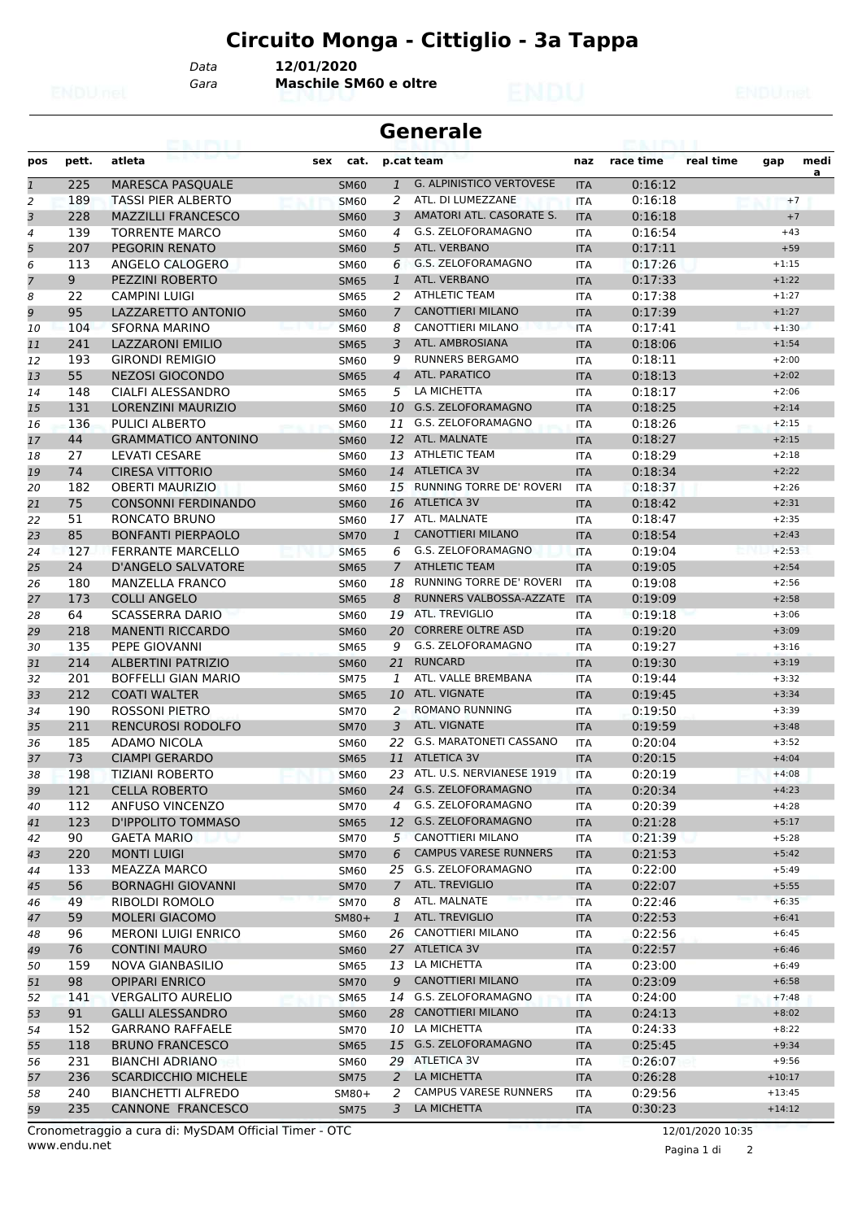# Circuito Monga - Cittiglio - 3a Tappa

Data **12/01/2020**

Gara **Maschile SM60 e oltre**

## Generale

| pos | pett. | atleta | sex | cat. | p.cat | team | naz | race time | real time | gap | media |
|---|---|---|---|---|---|---|---|---|---|---|---|
| 1 | 225 | MARESCA PASQUALE | | SM60 | 1 | G. ALPINISTICO VERTOVESE | ITA | 0:16:12 | | | |
| 2 | 189 | TASSI PIER ALBERTO | | SM60 | 2 | ATL. DI LUMEZZANE | ITA | 0:16:18 | | +7 | |
| 3 | 228 | MAZZILLI FRANCESCO | | SM60 | 3 | AMATORI ATL. CASORATE S. | ITA | 0:16:18 | | +7 | |
| 4 | 139 | TORRENTE MARCO | | SM60 | 4 | G.S. ZELOFORAMAGNO | ITA | 0:16:54 | | +43 | |
| 5 | 207 | PEGORIN RENATO | | SM60 | 5 | ATL. VERBANO | ITA | 0:17:11 | | +59 | |
| 6 | 113 | ANGELO CALOGERO | | SM60 | 6 | G.S. ZELOFORAMAGNO | ITA | 0:17:26 | | +1:15 | |
| 7 | 9 | PEZZINI ROBERTO | | SM65 | 1 | ATL. VERBANO | ITA | 0:17:33 | | +1:22 | |
| 8 | 22 | CAMPINI LUIGI | | SM65 | 2 | ATHLETIC TEAM | ITA | 0:17:38 | | +1:27 | |
| 9 | 95 | LAZZARETTO ANTONIO | | SM60 | 7 | CANOTTIERI MILANO | ITA | 0:17:39 | | +1:27 | |
| 10 | 104 | SFORNA MARINO | | SM60 | 8 | CANOTTIERI MILANO | ITA | 0:17:41 | | +1:30 | |
| 11 | 241 | LAZZARONI EMILIO | | SM65 | 3 | ATL. AMBROSIANA | ITA | 0:18:06 | | +1:54 | |
| 12 | 193 | GIRONDI REMIGIO | | SM60 | 9 | RUNNERS BERGAMO | ITA | 0:18:11 | | +2:00 | |
| 13 | 55 | NEZOSI GIOCONDO | | SM65 | 4 | ATL. PARATICO | ITA | 0:18:13 | | +2:02 | |
| 14 | 148 | CIALFI ALESSANDRO | | SM65 | 5 | LA MICHETTA | ITA | 0:18:17 | | +2:06 | |
| 15 | 131 | LORENZINI MAURIZIO | | SM60 | 10 | G.S. ZELOFORAMAGNO | ITA | 0:18:25 | | +2:14 | |
| 16 | 136 | PULICI ALBERTO | | SM60 | 11 | G.S. ZELOFORAMAGNO | ITA | 0:18:26 | | +2:15 | |
| 17 | 44 | GRAMMATICO ANTONINO | | SM60 | 12 | ATL. MALNATE | ITA | 0:18:27 | | +2:15 | |
| 18 | 27 | LEVATI CESARE | | SM60 | 13 | ATHLETIC TEAM | ITA | 0:18:29 | | +2:18 | |
| 19 | 74 | CIRESA VITTORIO | | SM60 | 14 | ATLETICA 3V | ITA | 0:18:34 | | +2:22 | |
| 20 | 182 | OBERTI MAURIZIO | | SM60 | 15 | RUNNING TORRE DE' ROVERI | ITA | 0:18:37 | | +2:26 | |
| 21 | 75 | CONSONNI FERDINANDO | | SM60 | 16 | ATLETICA 3V | ITA | 0:18:42 | | +2:31 | |
| 22 | 51 | RONCATO BRUNO | | SM60 | 17 | ATL. MALNATE | ITA | 0:18:47 | | +2:35 | |
| 23 | 85 | BONFANTI PIERPAOLO | | SM70 | 1 | CANOTTIERI MILANO | ITA | 0:18:54 | | +2:43 | |
| 24 | 127 | FERRANTE MARCELLO | | SM65 | 6 | G.S. ZELOFORAMAGNO | ITA | 0:19:04 | | +2:53 | |
| 25 | 24 | D'ANGELO SALVATORE | | SM65 | 7 | ATHLETIC TEAM | ITA | 0:19:05 | | +2:54 | |
| 26 | 180 | MANZELLA FRANCO | | SM60 | 18 | RUNNING TORRE DE' ROVERI | ITA | 0:19:08 | | +2:56 | |
| 27 | 173 | COLLI ANGELO | | SM65 | 8 | RUNNERS VALBOSSA-AZZATE | ITA | 0:19:09 | | +2:58 | |
| 28 | 64 | SCASSERRA DARIO | | SM60 | 19 | ATL. TREVIGLIO | ITA | 0:19:18 | | +3:06 | |
| 29 | 218 | MANENTI RICCARDO | | SM60 | 20 | CORRERE OLTRE ASD | ITA | 0:19:20 | | +3:09 | |
| 30 | 135 | PEPE GIOVANNI | | SM65 | 9 | G.S. ZELOFORAMAGNO | ITA | 0:19:27 | | +3:16 | |
| 31 | 214 | ALBERTINI PATRIZIO | | SM60 | 21 | RUNCARD | ITA | 0:19:30 | | +3:19 | |
| 32 | 201 | BOFFELLI GIAN MARIO | | SM75 | 1 | ATL. VALLE BREMBANA | ITA | 0:19:44 | | +3:32 | |
| 33 | 212 | COATI WALTER | | SM65 | 10 | ATL. VIGNATE | ITA | 0:19:45 | | +3:34 | |
| 34 | 190 | ROSSONI PIETRO | | SM70 | 2 | ROMANO RUNNING | ITA | 0:19:50 | | +3:39 | |
| 35 | 211 | RENCUROSI RODOLFO | | SM70 | 3 | ATL. VIGNATE | ITA | 0:19:59 | | +3:48 | |
| 36 | 185 | ADAMO NICOLA | | SM60 | 22 | G.S. MARATONETI CASSANO | ITA | 0:20:04 | | +3:52 | |
| 37 | 73 | CIAMPI GERARDO | | SM65 | 11 | ATLETICA 3V | ITA | 0:20:15 | | +4:04 | |
| 38 | 198 | TIZIANI ROBERTO | | SM60 | 23 | ATL. U.S. NERVIANESE 1919 | ITA | 0:20:19 | | +4:08 | |
| 39 | 121 | CELLA ROBERTO | | SM60 | 24 | G.S. ZELOFORAMAGNO | ITA | 0:20:34 | | +4:23 | |
| 40 | 112 | ANFUSO VINCENZO | | SM70 | 4 | G.S. ZELOFORAMAGNO | ITA | 0:20:39 | | +4:28 | |
| 41 | 123 | D'IPPOLITO TOMMASO | | SM65 | 12 | G.S. ZELOFORAMAGNO | ITA | 0:21:28 | | +5:17 | |
| 42 | 90 | GAETA MARIO | | SM70 | 5 | CANOTTIERI MILANO | ITA | 0:21:39 | | +5:28 | |
| 43 | 220 | MONTI LUIGI | | SM70 | 6 | CAMPUS VARESE RUNNERS | ITA | 0:21:53 | | +5:42 | |
| 44 | 133 | MEAZZA MARCO | | SM60 | 25 | G.S. ZELOFORAMAGNO | ITA | 0:22:00 | | +5:49 | |
| 45 | 56 | BORNAGHI GIOVANNI | | SM70 | 7 | ATL. TREVIGLIO | ITA | 0:22:07 | | +5:55 | |
| 46 | 49 | RIBOLDI ROMOLO | | SM70 | 8 | ATL. MALNATE | ITA | 0:22:46 | | +6:35 | |
| 47 | 59 | MOLERI GIACOMO | | SM80+ | 1 | ATL. TREVIGLIO | ITA | 0:22:53 | | +6:41 | |
| 48 | 96 | MERONI LUIGI ENRICO | | SM60 | 26 | CANOTTIERI MILANO | ITA | 0:22:56 | | +6:45 | |
| 49 | 76 | CONTINI MAURO | | SM60 | 27 | ATLETICA 3V | ITA | 0:22:57 | | +6:46 | |
| 50 | 159 | NOVA GIANBASILIO | | SM65 | 13 | LA MICHETTA | ITA | 0:23:00 | | +6:49 | |
| 51 | 98 | OPIPARI ENRICO | | SM70 | 9 | CANOTTIERI MILANO | ITA | 0:23:09 | | +6:58 | |
| 52 | 141 | VERGALITO AURELIO | | SM65 | 14 | G.S. ZELOFORAMAGNO | ITA | 0:24:00 | | +7:48 | |
| 53 | 91 | GALLI ALESSANDRO | | SM60 | 28 | CANOTTIERI MILANO | ITA | 0:24:13 | | +8:02 | |
| 54 | 152 | GARRANO RAFFAELE | | SM70 | 10 | LA MICHETTA | ITA | 0:24:33 | | +8:22 | |
| 55 | 118 | BRUNO FRANCESCO | | SM65 | 15 | G.S. ZELOFORAMAGNO | ITA | 0:25:45 | | +9:34 | |
| 56 | 231 | BIANCHI ADRIANO | | SM60 | 29 | ATLETICA 3V | ITA | 0:26:07 | | +9:56 | |
| 57 | 236 | SCARDICCHIO MICHELE | | SM75 | 2 | LA MICHETTA | ITA | 0:26:28 | | +10:17 | |
| 58 | 240 | BIANCHETTI ALFREDO | | SM80+ | 2 | CAMPUS VARESE RUNNERS | ITA | 0:29:56 | | +13:45 | |
| 59 | 235 | CANNONE FRANCESCO | | SM75 | 3 | LA MICHETTA | ITA | 0:30:23 | | +14:12 | |

Cronometraggio a cura di: MySDAM Official Timer - OTC
www.endu.net

12/01/2020 10:35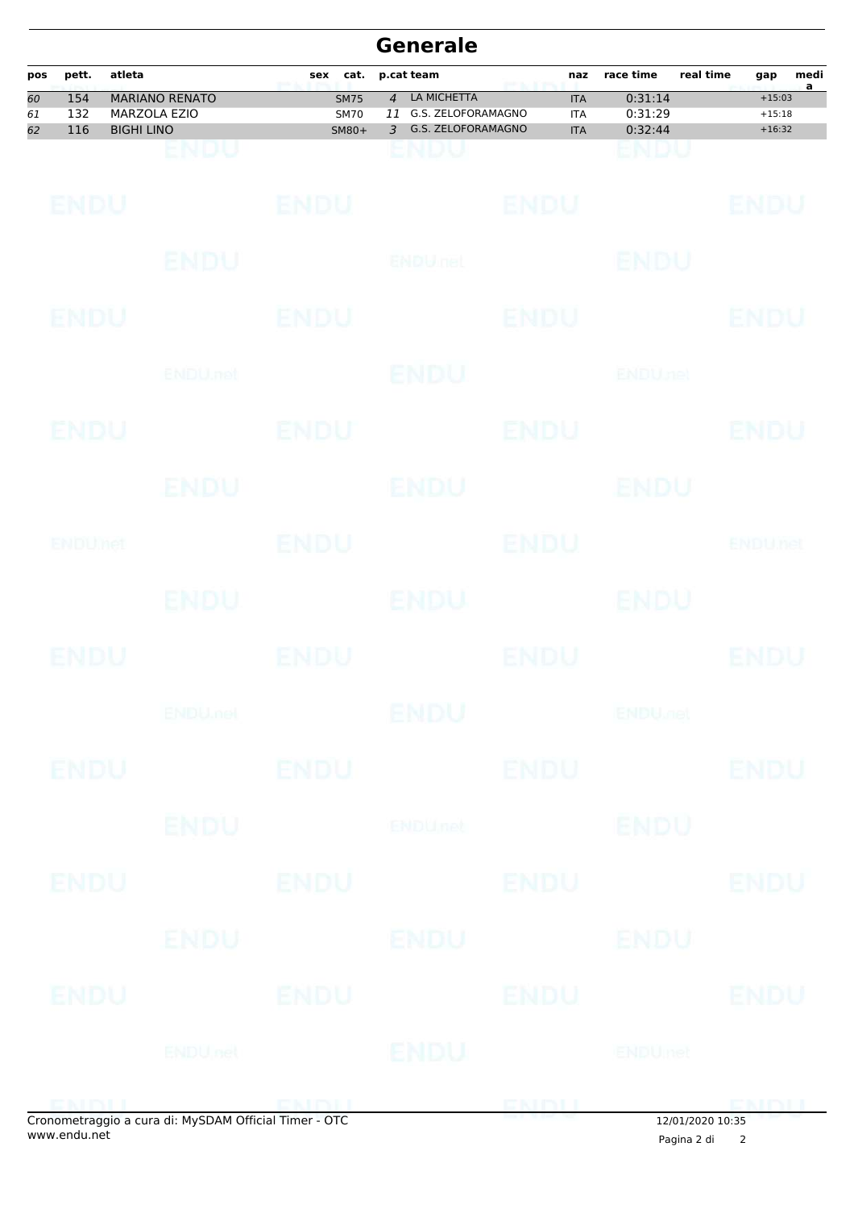# Generale

| pos | pett. | atleta | sex | cat. | p.cat | team | naz | race time | real time | gap | media |
|---|---|---|---|---|---|---|---|---|---|---|---|
| 60 | 154 | MARIANO RENATO | | SM75 | 4 | LA MICHETTA | ITA | 0:31:14 | | +15:03 | |
| 61 | 132 | MARZOLA EZIO | | SM70 | 11 | G.S. ZELOFORAMAGNO | ITA | 0:31:29 | | +15:18 | |
| 62 | 116 | BIGHI LINO | | SM80+ | 3 | G.S. ZELOFORAMAGNO | ITA | 0:32:44 | | +16:32 | |

Cronometraggio a cura di: MySDAM Official Timer - OTC
www.endu.net

12/01/2020 10:35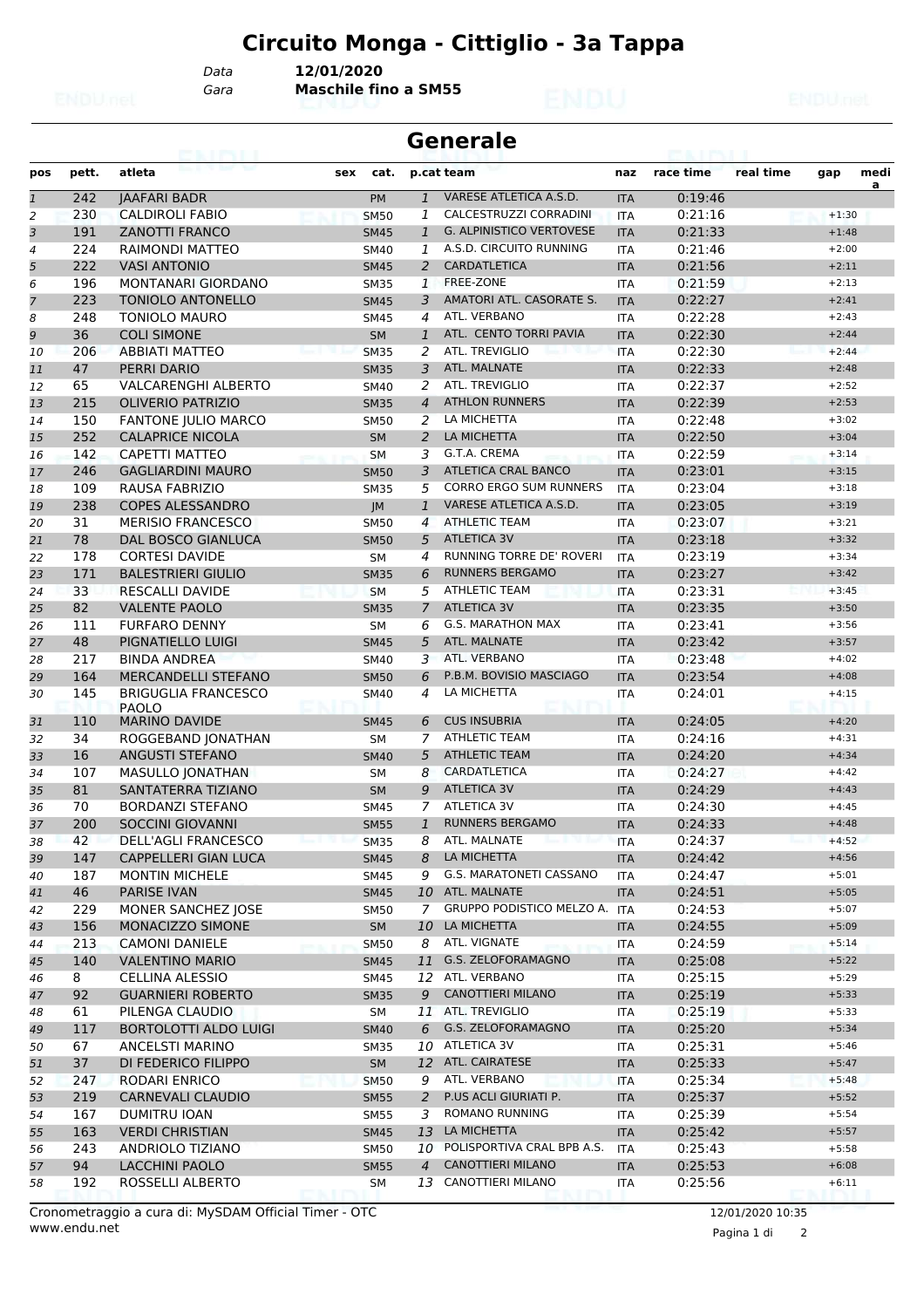# Circuito Monga - Cittiglio - 3a Tappa

Data **12/01/2020**
Gara **Maschile fino a SM55**

## Generale

| pos | pett. | atleta | sex | cat. | p.cat | team | naz | race time | real time | gap | media |
|---|---|---|---|---|---|---|---|---|---|---|---|
| 1 | 242 | JAAFARI BADR | | PM | 1 | VARESE ATLETICA A.S.D. | ITA | 0:19:46 | | | |
| 2 | 230 | CALDIROLI FABIO | | SM50 | 1 | CALCESTRUZZI CORRADINI | ITA | 0:21:16 | | +1:30 | |
| 3 | 191 | ZANOTTI FRANCO | | SM45 | 1 | G. ALPINISTICO VERTOVESE | ITA | 0:21:33 | | +1:48 | |
| 4 | 224 | RAIMONDI MATTEO | | SM40 | 1 | A.S.D. CIRCUITO RUNNING | ITA | 0:21:46 | | +2:00 | |
| 5 | 222 | VASI ANTONIO | | SM45 | 2 | CARDATLETICA | ITA | 0:21:56 | | +2:11 | |
| 6 | 196 | MONTANARI GIORDANO | | SM35 | 1 | FREE-ZONE | ITA | 0:21:59 | | +2:13 | |
| 7 | 223 | TONIOLO ANTONELLO | | SM45 | 3 | AMATORI ATL. CASORATE S. | ITA | 0:22:27 | | +2:41 | |
| 8 | 248 | TONIOLO MAURO | | SM45 | 4 | ATL. VERBANO | ITA | 0:22:28 | | +2:43 | |
| 9 | 36 | COLI SIMONE | | SM | 1 | ATL. CENTO TORRI PAVIA | ITA | 0:22:30 | | +2:44 | |
| 10 | 206 | ABBIATI MATTEO | | SM35 | 2 | ATL. TREVIGLIO | ITA | 0:22:30 | | +2:44 | |
| 11 | 47 | PERRI DARIO | | SM35 | 3 | ATL. MALNATE | ITA | 0:22:33 | | +2:48 | |
| 12 | 65 | VALCARENGHI ALBERTO | | SM40 | 2 | ATL. TREVIGLIO | ITA | 0:22:37 | | +2:52 | |
| 13 | 215 | OLIVERIO PATRIZIO | | SM35 | 4 | ATHLON RUNNERS | ITA | 0:22:39 | | +2:53 | |
| 14 | 150 | FANTONE JULIO MARCO | | SM50 | 2 | LA MICHETTA | ITA | 0:22:48 | | +3:02 | |
| 15 | 252 | CALAPRICE NICOLA | | SM | 2 | LA MICHETTA | ITA | 0:22:50 | | +3:04 | |
| 16 | 142 | CAPETTI MATTEO | | SM | 3 | G.T.A. CREMA | ITA | 0:22:59 | | +3:14 | |
| 17 | 246 | GAGLIARDINI MAURO | | SM50 | 3 | ATLETICA CRAL BANCO | ITA | 0:23:01 | | +3:15 | |
| 18 | 109 | RAUSA FABRIZIO | | SM35 | 5 | CORRO ERGO SUM RUNNERS | ITA | 0:23:04 | | +3:18 | |
| 19 | 238 | COPES ALESSANDRO | | JM | 1 | VARESE ATLETICA A.S.D. | ITA | 0:23:05 | | +3:19 | |
| 20 | 31 | MERISIO FRANCESCO | | SM50 | 4 | ATHLETIC TEAM | ITA | 0:23:07 | | +3:21 | |
| 21 | 78 | DAL BOSCO GIANLUCA | | SM50 | 5 | ATLETICA 3V | ITA | 0:23:18 | | +3:32 | |
| 22 | 178 | CORTESI DAVIDE | | SM | 4 | RUNNING TORRE DE' ROVERI | ITA | 0:23:19 | | +3:34 | |
| 23 | 171 | BALESTRIERI GIULIO | | SM35 | 6 | RUNNERS BERGAMO | ITA | 0:23:27 | | +3:42 | |
| 24 | 33 | RESCALLI DAVIDE | | SM | 5 | ATHLETIC TEAM | ITA | 0:23:31 | | +3:45 | |
| 25 | 82 | VALENTE PAOLO | | SM35 | 7 | ATLETICA 3V | ITA | 0:23:35 | | +3:50 | |
| 26 | 111 | FURFARO DENNY | | SM | 6 | G.S. MARATHON MAX | ITA | 0:23:41 | | +3:56 | |
| 27 | 48 | PIGNATIELLO LUIGI | | SM45 | 5 | ATL. MALNATE | ITA | 0:23:42 | | +3:57 | |
| 28 | 217 | BINDA ANDREA | | SM40 | 3 | ATL. VERBANO | ITA | 0:23:48 | | +4:02 | |
| 29 | 164 | MERCANDELLI STEFANO | | SM50 | 6 | P.B.M. BOVISIO MASCIAGO | ITA | 0:23:54 | | +4:08 | |
| 30 | 145 | BRIGUGLIA FRANCESCO PAOLO | | SM40 | 4 | LA MICHETTA | ITA | 0:24:01 | | +4:15 | |
| 31 | 110 | MARINO DAVIDE | | SM45 | 6 | CUS INSUBRIA | ITA | 0:24:05 | | +4:20 | |
| 32 | 34 | ROGGEBAND JONATHAN | | SM | 7 | ATHLETIC TEAM | ITA | 0:24:16 | | +4:31 | |
| 33 | 16 | ANGUSTI STEFANO | | SM40 | 5 | ATHLETIC TEAM | ITA | 0:24:20 | | +4:34 | |
| 34 | 107 | MASULLO JONATHAN | | SM | 8 | CARDATLETICA | ITA | 0:24:27 | | +4:42 | |
| 35 | 81 | SANTATERRA TIZIANO | | SM | 9 | ATLETICA 3V | ITA | 0:24:29 | | +4:43 | |
| 36 | 70 | BORDANZI STEFANO | | SM45 | 7 | ATLETICA 3V | ITA | 0:24:30 | | +4:45 | |
| 37 | 200 | SOCCINI GIOVANNI | | SM55 | 1 | RUNNERS BERGAMO | ITA | 0:24:33 | | +4:48 | |
| 38 | 42 | DELL'AGLI FRANCESCO | | SM35 | 8 | ATL. MALNATE | ITA | 0:24:37 | | +4:52 | |
| 39 | 147 | CAPPELLERI GIAN LUCA | | SM45 | 8 | LA MICHETTA | ITA | 0:24:42 | | +4:56 | |
| 40 | 187 | MONTIN MICHELE | | SM45 | 9 | G.S. MARATONETI CASSANO | ITA | 0:24:47 | | +5:01 | |
| 41 | 46 | PARISE IVAN | | SM45 | 10 | ATL. MALNATE | ITA | 0:24:51 | | +5:05 | |
| 42 | 229 | MONER SANCHEZ JOSE | | SM50 | 7 | GRUPPO PODISTICO MELZO A. | ITA | 0:24:53 | | +5:07 | |
| 43 | 156 | MONACIZZO SIMONE | | SM | 10 | LA MICHETTA | ITA | 0:24:55 | | +5:09 | |
| 44 | 213 | CAMONI DANIELE | | SM50 | 8 | ATL. VIGNATE | ITA | 0:24:59 | | +5:14 | |
| 45 | 140 | VALENTINO MARIO | | SM45 | 11 | G.S. ZELOFORAMAGNO | ITA | 0:25:08 | | +5:22 | |
| 46 | 8 | CELLINA ALESSIO | | SM45 | 12 | ATL. VERBANO | ITA | 0:25:15 | | +5:29 | |
| 47 | 92 | GUARNIERI ROBERTO | | SM35 | 9 | CANOTTIERI MILANO | ITA | 0:25:19 | | +5:33 | |
| 48 | 61 | PILENGA CLAUDIO | | SM | 11 | ATL. TREVIGLIO | ITA | 0:25:19 | | +5:33 | |
| 49 | 117 | BORTOLOTTI ALDO LUIGI | | SM40 | 6 | G.S. ZELOFORAMAGNO | ITA | 0:25:20 | | +5:34 | |
| 50 | 67 | ANCELSTI MARINO | | SM35 | 10 | ATLETICA 3V | ITA | 0:25:31 | | +5:46 | |
| 51 | 37 | DI FEDERICO FILIPPO | | SM | 12 | ATL. CAIRATESE | ITA | 0:25:33 | | +5:47 | |
| 52 | 247 | RODARI ENRICO | | SM50 | 9 | ATL. VERBANO | ITA | 0:25:34 | | +5:48 | |
| 53 | 219 | CARNEVALI CLAUDIO | | SM55 | 2 | P.US ACLI GIURIATI P. | ITA | 0:25:37 | | +5:52 | |
| 54 | 167 | DUMITRU IOAN | | SM55 | 3 | ROMANO RUNNING | ITA | 0:25:39 | | +5:54 | |
| 55 | 163 | VERDI CHRISTIAN | | SM45 | 13 | LA MICHETTA | ITA | 0:25:42 | | +5:57 | |
| 56 | 243 | ANDRIOLO TIZIANO | | SM50 | 10 | POLISPORTIVA CRAL BPB A.S. | ITA | 0:25:43 | | +5:58 | |
| 57 | 94 | LACCHINI PAOLO | | SM55 | 4 | CANOTTIERI MILANO | ITA | 0:25:53 | | +6:08 | |
| 58 | 192 | ROSSELLI ALBERTO | | SM | 13 | CANOTTIERI MILANO | ITA | 0:25:56 | | +6:11 | |

Cronometraggio a cura di: MySDAM Official Timer - OTC
www.endu.net
12/01/2020 10:35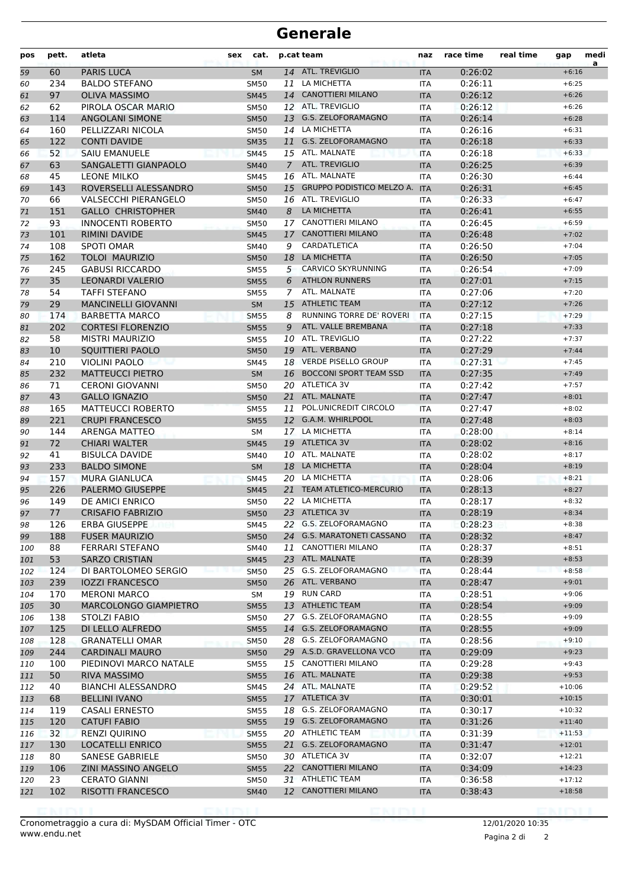# Generale

| pos | pett. | atleta | sex | cat. | p.cat | team | naz | race time | real time | gap | media |
|---|---|---|---|---|---|---|---|---|---|---|---|
| 59 | 60 | PARIS LUCA | | SM | 14 | ATL. TREVIGLIO | ITA | 0:26:02 | | +6:16 | |
| 60 | 234 | BALDO STEFANO | | SM50 | 11 | LA MICHETTA | ITA | 0:26:11 | | +6:25 | |
| 61 | 97 | OLIVA MASSIMO | | SM45 | 14 | CANOTTIERI MILANO | ITA | 0:26:12 | | +6:26 | |
| 62 | 62 | PIROLA OSCAR MARIO | | SM50 | 12 | ATL. TREVIGLIO | ITA | 0:26:12 | | +6:26 | |
| 63 | 114 | ANGOLANI SIMONE | | SM50 | 13 | G.S. ZELOFORAMAGNO | ITA | 0:26:14 | | +6:28 | |
| 64 | 160 | PELLIZZARI NICOLA | | SM50 | 14 | LA MICHETTA | ITA | 0:26:16 | | +6:31 | |
| 65 | 122 | CONTI DAVIDE | | SM35 | 11 | G.S. ZELOFORAMAGNO | ITA | 0:26:18 | | +6:33 | |
| 66 | 52 | SAIU EMANUELE | | SM45 | 15 | ATL. MALNATE | ITA | 0:26:18 | | +6:33 | |
| 67 | 63 | SANGALETTI GIANPAOLO | | SM40 | 7 | ATL. TREVIGLIO | ITA | 0:26:25 | | +6:39 | |
| 68 | 45 | LEONE MILKO | | SM45 | 16 | ATL. MALNATE | ITA | 0:26:30 | | +6:44 | |
| 69 | 143 | ROVERSELLI ALESSANDRO | | SM50 | 15 | GRUPPO PODISTICO MELZO A. | ITA | 0:26:31 | | +6:45 | |
| 70 | 66 | VALSECCHI PIERANGELO | | SM50 | 16 | ATL. TREVIGLIO | ITA | 0:26:33 | | +6:47 | |
| 71 | 151 | GALLO CHRISTOPHER | | SM40 | 8 | LA MICHETTA | ITA | 0:26:41 | | +6:55 | |
| 72 | 93 | INNOCENTI ROBERTO | | SM50 | 17 | CANOTTIERI MILANO | ITA | 0:26:45 | | +6:59 | |
| 73 | 101 | RIMINI DAVIDE | | SM45 | 17 | CANOTTIERI MILANO | ITA | 0:26:48 | | +7:02 | |
| 74 | 108 | SPOTI OMAR | | SM40 | 9 | CARDATLETICA | ITA | 0:26:50 | | +7:04 | |
| 75 | 162 | TOLOI MAURIZIO | | SM50 | 18 | LA MICHETTA | ITA | 0:26:50 | | +7:05 | |
| 76 | 245 | GABUSI RICCARDO | | SM55 | 5 | CARVICO SKYRUNNING | ITA | 0:26:54 | | +7:09 | |
| 77 | 35 | LEONARDI VALERIO | | SM55 | 6 | ATHLON RUNNERS | ITA | 0:27:01 | | +7:15 | |
| 78 | 54 | TAFFI STEFANO | | SM55 | 7 | ATL. MALNATE | ITA | 0:27:06 | | +7:20 | |
| 79 | 29 | MANCINELLI GIOVANNI | | SM | 15 | ATHLETIC TEAM | ITA | 0:27:12 | | +7:26 | |
| 80 | 174 | BARBETTA MARCO | | SM55 | 8 | RUNNING TORRE DE' ROVERI | ITA | 0:27:15 | | +7:29 | |
| 81 | 202 | CORTESI FLORENZIO | | SM55 | 9 | ATL. VALLE BREMBANA | ITA | 0:27:18 | | +7:33 | |
| 82 | 58 | MISTRI MAURIZIO | | SM55 | 10 | ATL. TREVIGLIO | ITA | 0:27:22 | | +7:37 | |
| 83 | 10 | SQUITTIERI PAOLO | | SM50 | 19 | ATL. VERBANO | ITA | 0:27:29 | | +7:44 | |
| 84 | 210 | VIOLINI PAOLO | | SM45 | 18 | VERDE PISELLO GROUP | ITA | 0:27:31 | | +7:45 | |
| 85 | 232 | MATTEUCCI PIETRO | | SM | 16 | BOCCONI SPORT TEAM SSD | ITA | 0:27:35 | | +7:49 | |
| 86 | 71 | CERONI GIOVANNI | | SM50 | 20 | ATLETICA 3V | ITA | 0:27:42 | | +7:57 | |
| 87 | 43 | GALLO IGNAZIO | | SM50 | 21 | ATL. MALNATE | ITA | 0:27:47 | | +8:01 | |
| 88 | 165 | MATTEUCCI ROBERTO | | SM55 | 11 | POL.UNICREDIT CIRCOLO | ITA | 0:27:47 | | +8:02 | |
| 89 | 221 | CRUPI FRANCESCO | | SM55 | 12 | G.A.M. WHIRLPOOL | ITA | 0:27:48 | | +8:03 | |
| 90 | 144 | ARENGA MATTEO | | SM | 17 | LA MICHETTA | ITA | 0:28:00 | | +8:14 | |
| 91 | 72 | CHIARI WALTER | | SM45 | 19 | ATLETICA 3V | ITA | 0:28:02 | | +8:16 | |
| 92 | 41 | BISULCA DAVIDE | | SM40 | 10 | ATL. MALNATE | ITA | 0:28:02 | | +8:17 | |
| 93 | 233 | BALDO SIMONE | | SM | 18 | LA MICHETTA | ITA | 0:28:04 | | +8:19 | |
| 94 | 157 | MURA GIANLUCA | | SM45 | 20 | LA MICHETTA | ITA | 0:28:06 | | +8:21 | |
| 95 | 226 | PALERMO GIUSEPPE | | SM45 | 21 | TEAM ATLETICO-MERCURIO | ITA | 0:28:13 | | +8:27 | |
| 96 | 149 | DE AMICI ENRICO | | SM50 | 22 | LA MICHETTA | ITA | 0:28:17 | | +8:32 | |
| 97 | 77 | CRISAFIO FABRIZIO | | SM50 | 23 | ATLETICA 3V | ITA | 0:28:19 | | +8:34 | |
| 98 | 126 | ERBA GIUSEPPE | | SM45 | 22 | G.S. ZELOFORAMAGNO | ITA | 0:28:23 | | +8:38 | |
| 99 | 188 | FUSER MAURIZIO | | SM50 | 24 | G.S. MARATONETI CASSANO | ITA | 0:28:32 | | +8:47 | |
| 100 | 88 | FERRARI STEFANO | | SM40 | 11 | CANOTTIERI MILANO | ITA | 0:28:37 | | +8:51 | |
| 101 | 53 | SARZO CRISTIAN | | SM45 | 23 | ATL. MALNATE | ITA | 0:28:39 | | +8:53 | |
| 102 | 124 | DI BARTOLOMEO SERGIO | | SM50 | 25 | G.S. ZELOFORAMAGNO | ITA | 0:28:44 | | +8:58 | |
| 103 | 239 | IOZZI FRANCESCO | | SM50 | 26 | ATL. VERBANO | ITA | 0:28:47 | | +9:01 | |
| 104 | 170 | MERONI MARCO | | SM | 19 | RUN CARD | ITA | 0:28:51 | | +9:06 | |
| 105 | 30 | MARCOLONGO GIAMPIETRO | | SM55 | 13 | ATHLETIC TEAM | ITA | 0:28:54 | | +9:09 | |
| 106 | 138 | STOLZI FABIO | | SM50 | 27 | G.S. ZELOFORAMAGNO | ITA | 0:28:55 | | +9:09 | |
| 107 | 125 | DI LELLO ALFREDO | | SM55 | 14 | G.S. ZELOFORAMAGNO | ITA | 0:28:55 | | +9:09 | |
| 108 | 128 | GRANATELLI OMAR | | SM50 | 28 | G.S. ZELOFORAMAGNO | ITA | 0:28:56 | | +9:10 | |
| 109 | 244 | CARDINALI MAURO | | SM50 | 29 | A.S.D. GRAVELLONA VCO | ITA | 0:29:09 | | +9:23 | |
| 110 | 100 | PIEDINOVI MARCO NATALE | | SM55 | 15 | CANOTTIERI MILANO | ITA | 0:29:28 | | +9:43 | |
| 111 | 50 | RIVA MASSIMO | | SM55 | 16 | ATL. MALNATE | ITA | 0:29:38 | | +9:53 | |
| 112 | 40 | BIANCHI ALESSANDRO | | SM45 | 24 | ATL. MALNATE | ITA | 0:29:52 | | +10:06 | |
| 113 | 68 | BELLINI IVANO | | SM55 | 17 | ATLETICA 3V | ITA | 0:30:01 | | +10:15 | |
| 114 | 119 | CASALI ERNESTO | | SM55 | 18 | G.S. ZELOFORAMAGNO | ITA | 0:30:17 | | +10:32 | |
| 115 | 120 | CATUFI FABIO | | SM55 | 19 | G.S. ZELOFORAMAGNO | ITA | 0:31:26 | | +11:40 | |
| 116 | 32 | RENZI QUIRINO | | SM55 | 20 | ATHLETIC TEAM | ITA | 0:31:39 | | +11:53 | |
| 117 | 130 | LOCATELLI ENRICO | | SM55 | 21 | G.S. ZELOFORAMAGNO | ITA | 0:31:47 | | +12:01 | |
| 118 | 80 | SANESE GABRIELE | | SM50 | 30 | ATLETICA 3V | ITA | 0:32:07 | | +12:21 | |
| 119 | 106 | ZINI MASSINO ANGELO | | SM55 | 22 | CANOTTIERI MILANO | ITA | 0:34:09 | | +14:23 | |
| 120 | 23 | CERATO GIANNI | | SM50 | 31 | ATHLETIC TEAM | ITA | 0:36:58 | | +17:12 | |
| 121 | 102 | RISOTTI FRANCESCO | | SM40 | 12 | CANOTTIERI MILANO | ITA | 0:38:43 | | +18:58 | |

Cronometraggio a cura di: MySDAM Official Timer - OTC
www.endu.net

12/01/2020 10:35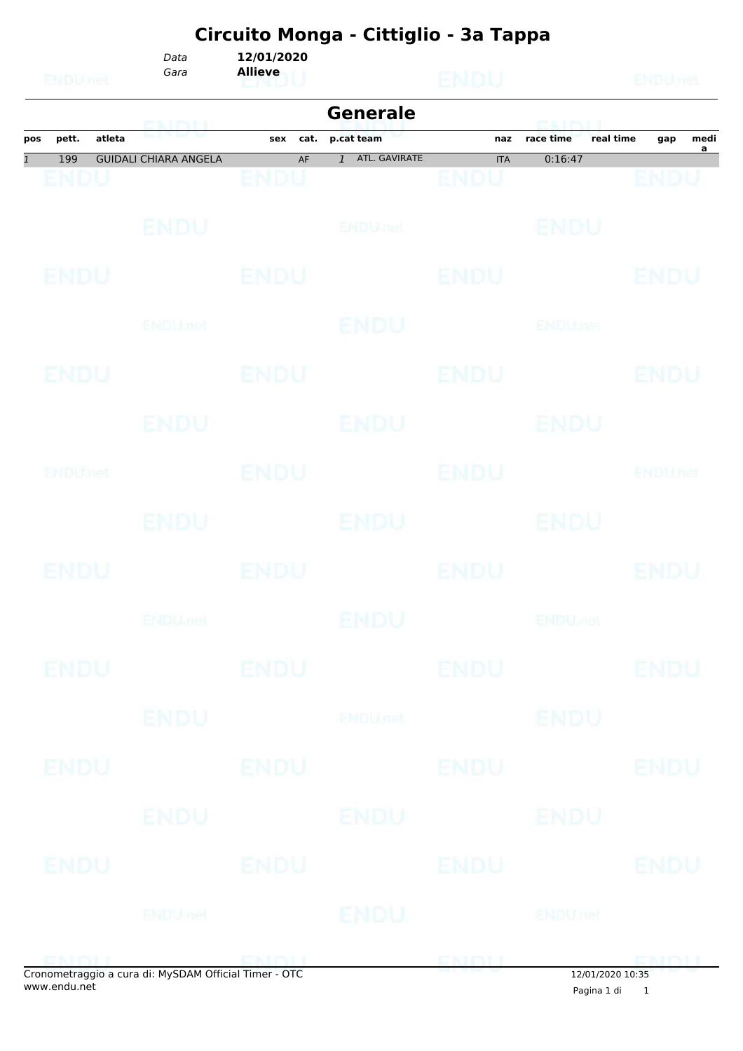# Circuito Monga - Cittiglio - 3a Tappa

*Data* **12/01/2020**
*Gara* **Allieve**

## Generale

| pos | pett. | atleta | sex | cat. | p.cat | team | naz | race time | real time | gap | media |
|---|---|---|---|---|---|---|---|---|---|---|---|
| *1* | 199 | GUIDALI CHIARA ANGELA | | AF | *1* | ATL. GAVIRATE | ITA | 0:16:47 | | | |

Cronometraggio a cura di: MySDAM Official Timer - OTC
www.endu.net

12/01/2020 10:35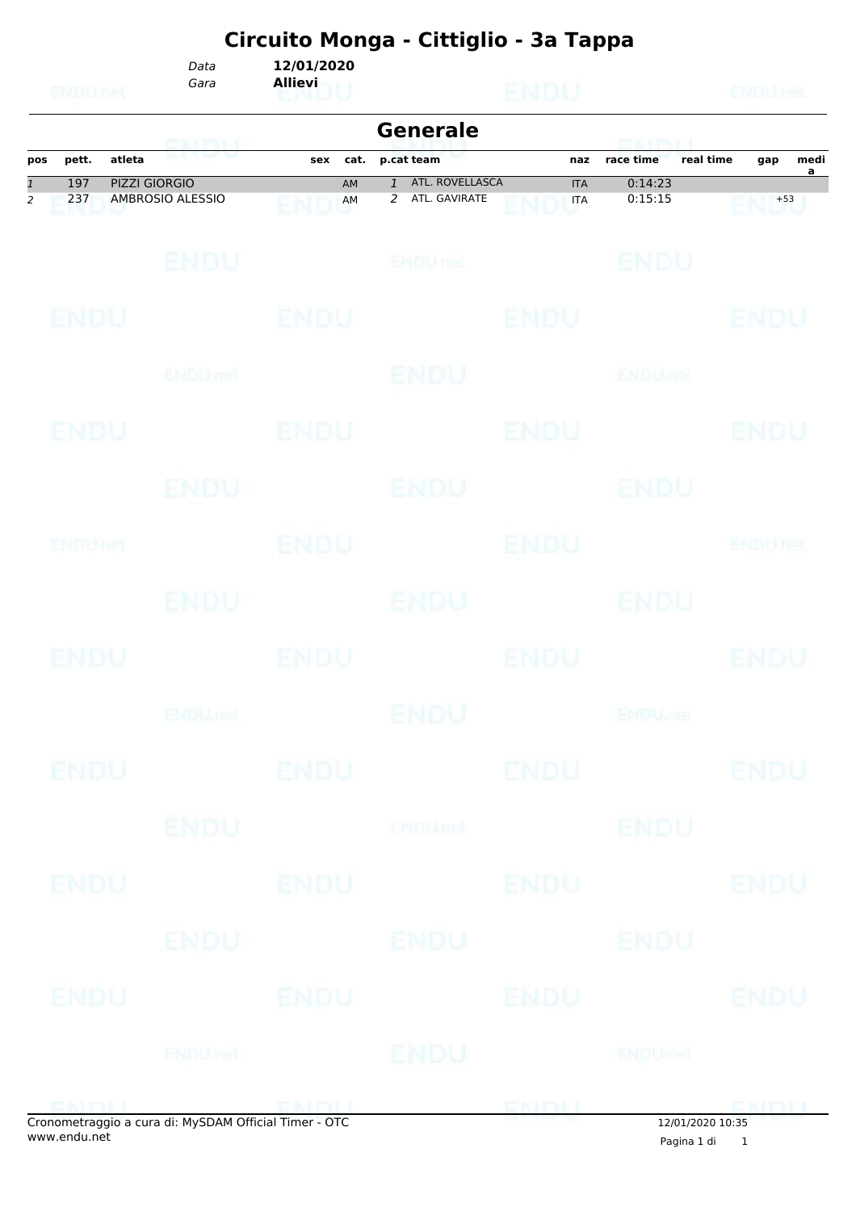# Circuito Monga - Cittiglio - 3a Tappa

*Data* **12/01/2020**
*Gara* **Allievi**

## Generale

| pos | pett. | atleta | sex | cat. | p.cat | team | naz | race time | real time | gap | media |
|---|---|---|---|---|---|---|---|---|---|---|---|
| *1* | 197 | PIZZI GIORGIO | | AM | *1* | ATL. ROVELLASCA | ITA | 0:14:23 | | | |
| *2* | 237 | AMBROSIO ALESSIO | | AM | *2* | ATL. GAVIRATE | ITA | 0:15:15 | | +53 | |

Cronometraggio a cura di: MySDAM Official Timer - OTC
www.endu.net

12/01/2020 10:35